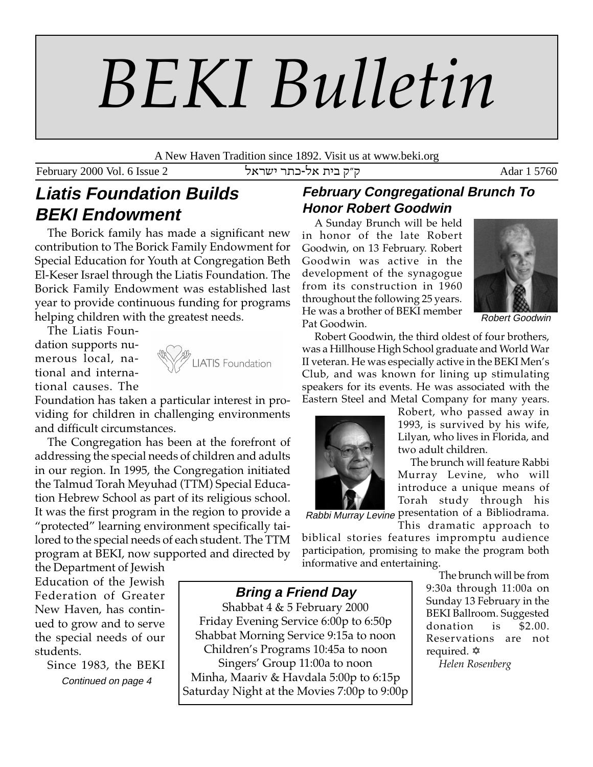# BEKI Bulletin

A New Haven Tradition since 1892. Visit us at www.beki.org

February 2000 Vol. 6 Issue 2 — ק״ק בית אל-כתר ישראל — Adar 1 5760

## Liatis Foundation Builds BEKI Endowment

The Borick family has made a significant new contribution to The Borick Family Endowment for Special Education for Youth at Congregation Beth El-Keser Israel through the Liatis Foundation. The Borick Family Endowment was established last year to provide continuous funding for programs helping children with the greatest needs.

The Liatis Foundation supports numerous local, national and international causes. The Foundation has taken a particular interest in providing for children in challenging environments and difficult circumstances.

The Congregation has been at the forefront of addressing the special needs of children and adults in our region. In 1995, the Congregation initiated the Talmud Torah Meyuhad (TTM) Special Education Hebrew School as part of its religious school. It was the first program in the region to provide a "protected" learning environment specifically tailored to the special needs of each student. The TTM program at BEKI, now supported and directed by the Department of Jewish Education of the Jewish Federation of Greater New Haven, has continued to grow and to serve the special needs of our students.

Since 1983, the BEKI

*Continued on page 4*

## February Congregational Brunch To Honor Robert Goodwin

A Sunday Brunch will be held in honor of the late Robert Goodwin, on 13 February. Robert Goodwin was active in the development of the synagogue from its construction in 1960 throughout the following 25 years. He was a brother of BEKI member Pat Goodwin.

Robert Goodwin

Robert Goodwin, the third oldest of four brothers, was a Hillhouse High School graduate and World War II veteran. He was especially active in the BEKI Men's Club, and was known for lining up stimulating speakers for its events. He was associated with the Eastern Steel and Metal Company for many years. Robert, who passed away in 1993, is survived by his wife, Lilyan, who lives in Florida, and two adult children.

The brunch will feature Rabbi Murray Levine, who will introduce a unique means of Torah study through his presentation of a Bibliodrama. This dramatic approach to biblical stories features impromptu audience participation, promising to make the program both informative and entertaining.

Rabbi Murray Levine

The brunch will be from 9:30a through 11:00a on Sunday 13 February in the BEKI Ballroom. Suggested donation is $2.00. Reservations are not required. ✡

*Helen Rosenberg*

### Bring a Friend Day

Shabbat 4 & 5 February 2000
Friday Evening Service 6:00p to 6:50p
Shabbat Morning Service 9:15a to noon
Children's Programs 10:45a to noon
Singers' Group 11:00a to noon
Minha, Maariv & Havdala 5:00p to 6:15p
Saturday Night at the Movies 7:00p to 9:00p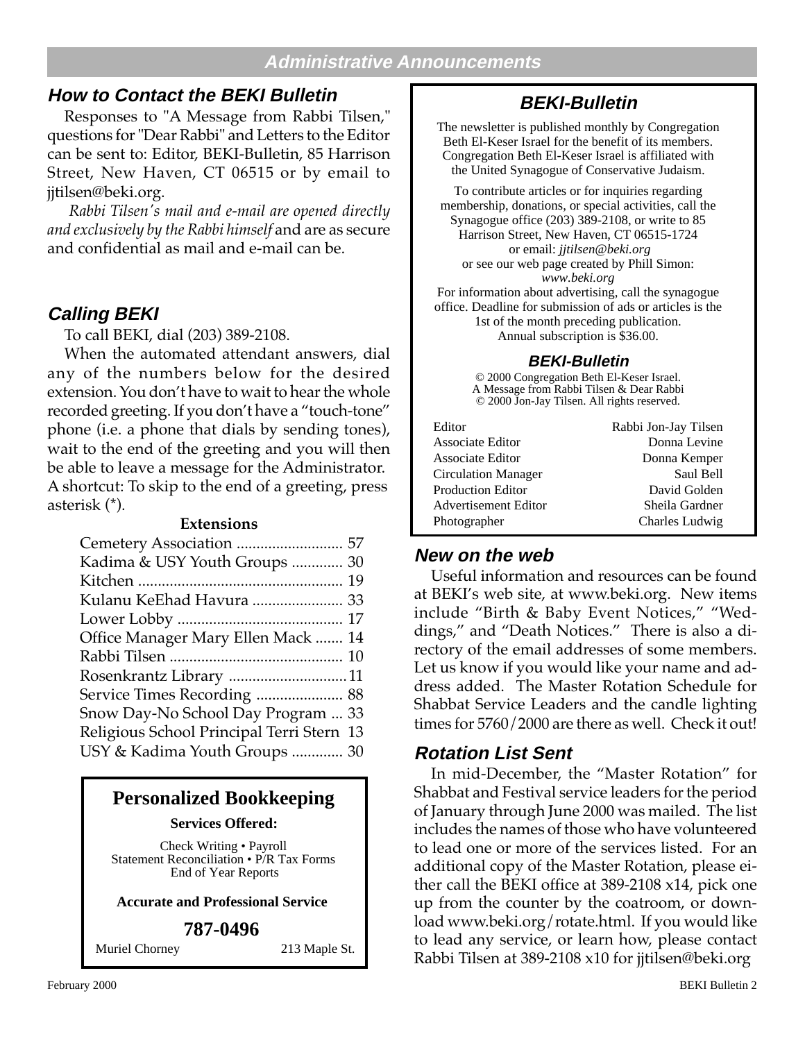## Administrative Announcements

### How to Contact the BEKI Bulletin

Responses to "A Message from Rabbi Tilsen," questions for "Dear Rabbi" and Letters to the Editor can be sent to: Editor, BEKI-Bulletin, 85 Harrison Street, New Haven, CT 06515 or by email to jjtilsen@beki.org.

*Rabbi Tilsen's mail and e-mail are opened directly and exclusively by the Rabbi himself* and are as secure and confidential as mail and e-mail can be.

### Calling BEKI

To call BEKI, dial (203) 389-2108.

When the automated attendant answers, dial any of the numbers below for the desired extension. You don't have to wait to hear the whole recorded greeting. If you don't have a "touch-tone" phone (i.e. a phone that dials by sending tones), wait to the end of the greeting and you will then be able to leave a message for the Administrator. A shortcut: To skip to the end of a greeting, press asterisk (*).

**Extensions**

| | |
|---|---|
| Cemetery Association | 57 |
| Kadima & USY Youth Groups | 30 |
| Kitchen | 19 |
| Kulanu KeEhad Havura | 33 |
| Lower Lobby | 17 |
| Office Manager Mary Ellen Mack | 14 |
| Rabbi Tilsen | 10 |
| Rosenkrantz Library | 11 |
| Service Times Recording | 88 |
| Snow Day-No School Day Program | 33 |
| Religious School Principal Terri Stern | 13 |
| USY & Kadima Youth Groups | 30 |

**Personalized Bookkeeping**

**Services Offered:**

Check Writing • Payroll
Statement Reconciliation • P/R Tax Forms
End of Year Reports

**Accurate and Professional Service**

**787-0496**

Muriel Chorney — 213 Maple St.

### BEKI-Bulletin

The newsletter is published monthly by Congregation Beth El-Keser Israel for the benefit of its members. Congregation Beth El-Keser Israel is affiliated with the United Synagogue of Conservative Judaism.

To contribute articles or for inquiries regarding membership, donations, or special activities, call the Synagogue office (203) 389-2108, or write to 85 Harrison Street, New Haven, CT 06515-1724 or email: *jjtilsen@beki.org* or see our web page created by Phill Simon: *www.beki.org*
For information about advertising, call the synagogue office. Deadline for submission of ads or articles is the 1st of the month preceding publication. Annual subscription is $36.00.

**BEKI-Bulletin**

© 2000 Congregation Beth El-Keser Israel.
A Message from Rabbi Tilsen & Dear Rabbi
© 2000 Jon-Jay Tilsen. All rights reserved.

| | |
|---|---|
| Editor | Rabbi Jon-Jay Tilsen |
| Associate Editor | Donna Levine |
| Associate Editor | Donna Kemper |
| Circulation Manager | Saul Bell |
| Production Editor | David Golden |
| Advertisement Editor | Sheila Gardner |
| Photographer | Charles Ludwig |

### New on the web

Useful information and resources can be found at BEKI's web site, at www.beki.org. New items include "Birth & Baby Event Notices," "Weddings," and "Death Notices." There is also a directory of the email addresses of some members. Let us know if you would like your name and address added. The Master Rotation Schedule for Shabbat Service Leaders and the candle lighting times for 5760/2000 are there as well. Check it out!

### Rotation List Sent

In mid-December, the "Master Rotation" for Shabbat and Festival service leaders for the period of January through June 2000 was mailed. The list includes the names of those who have volunteered to lead one or more of the services listed. For an additional copy of the Master Rotation, please either call the BEKI office at 389-2108 x14, pick one up from the counter by the coatroom, or download www.beki.org/rotate.html. If you would like to lead any service, or learn how, please contact Rabbi Tilsen at 389-2108 x10 for jjtilsen@beki.org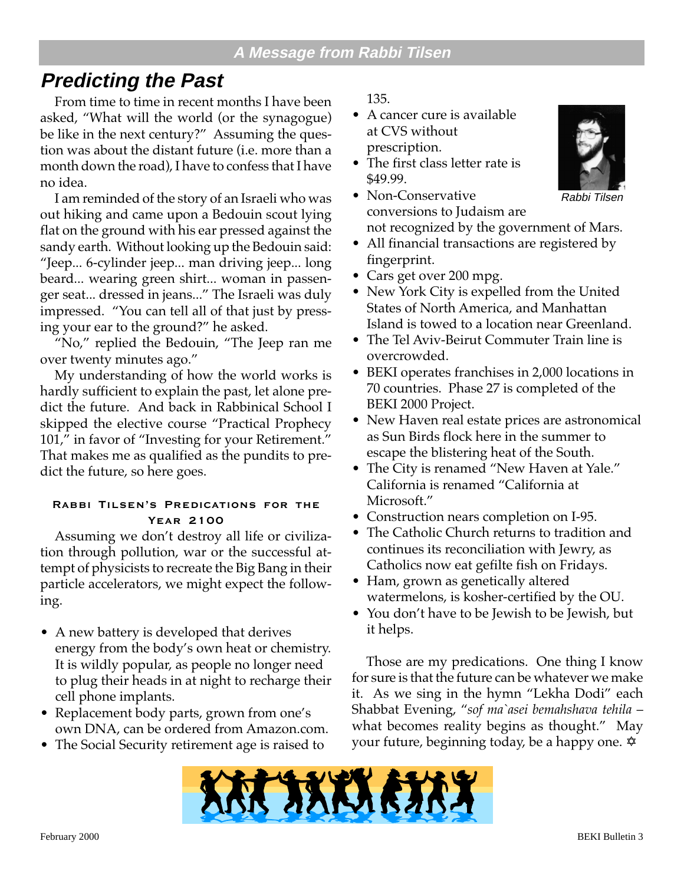## A Message from Rabbi Tilsen

# Predicting the Past

From time to time in recent months I have been asked, "What will the world (or the synagogue) be like in the next century?" Assuming the question was about the distant future (i.e. more than a month down the road), I have to confess that I have no idea.

I am reminded of the story of an Israeli who was out hiking and came upon a Bedouin scout lying flat on the ground with his ear pressed against the sandy earth. Without looking up the Bedouin said: "Jeep... 6-cylinder jeep... man driving jeep... long beard... wearing green shirt... woman in passenger seat... dressed in jeans..." The Israeli was duly impressed. "You can tell all of that just by pressing your ear to the ground?" he asked.

"No," replied the Bedouin, "The Jeep ran me over twenty minutes ago."

My understanding of how the world works is hardly sufficient to explain the past, let alone predict the future. And back in Rabbinical School I skipped the elective course "Practical Prophecy 101," in favor of "Investing for your Retirement." That makes me as qualified as the pundits to predict the future, so here goes.

### Rabbi Tilsen's Predications for the Year 2100

Assuming we don't destroy all life or civilization through pollution, war or the successful attempt of physicists to recreate the Big Bang in their particle accelerators, we might expect the following.

- A new battery is developed that derives energy from the body's own heat or chemistry. It is wildly popular, as people no longer need to plug their heads in at night to recharge their cell phone implants.
- Replacement body parts, grown from one's own DNA, can be ordered from Amazon.com.
- The Social Security retirement age is raised to 135.
- A cancer cure is available at CVS without prescription.
- The first class letter rate is $49.99.
- Non-Conservative conversions to Judaism are not recognized by the government of Mars.
- All financial transactions are registered by fingerprint.
- Cars get over 200 mpg.
- New York City is expelled from the United States of North America, and Manhattan Island is towed to a location near Greenland.
- The Tel Aviv-Beirut Commuter Train line is overcrowded.
- BEKI operates franchises in 2,000 locations in 70 countries. Phase 27 is completed of the BEKI 2000 Project.
- New Haven real estate prices are astronomical as Sun Birds flock here in the summer to escape the blistering heat of the South.
- The City is renamed "New Haven at Yale." California is renamed "California at Microsoft."
- Construction nears completion on I-95.
- The Catholic Church returns to tradition and continues its reconciliation with Jewry, as Catholics now eat gefilte fish on Fridays.
- Ham, grown as genetically altered watermelons, is kosher-certified by the OU.
- You don't have to be Jewish to be Jewish, but it helps.

Rabbi Tilsen

Those are my predications. One thing I know for sure is that the future can be whatever we make it. As we sing in the hymn "Lekha Dodi" each Shabbat Evening, "*sof ma`asei bemahshava tehila* – what becomes reality begins as thought." May your future, beginning today, be a happy one. ✡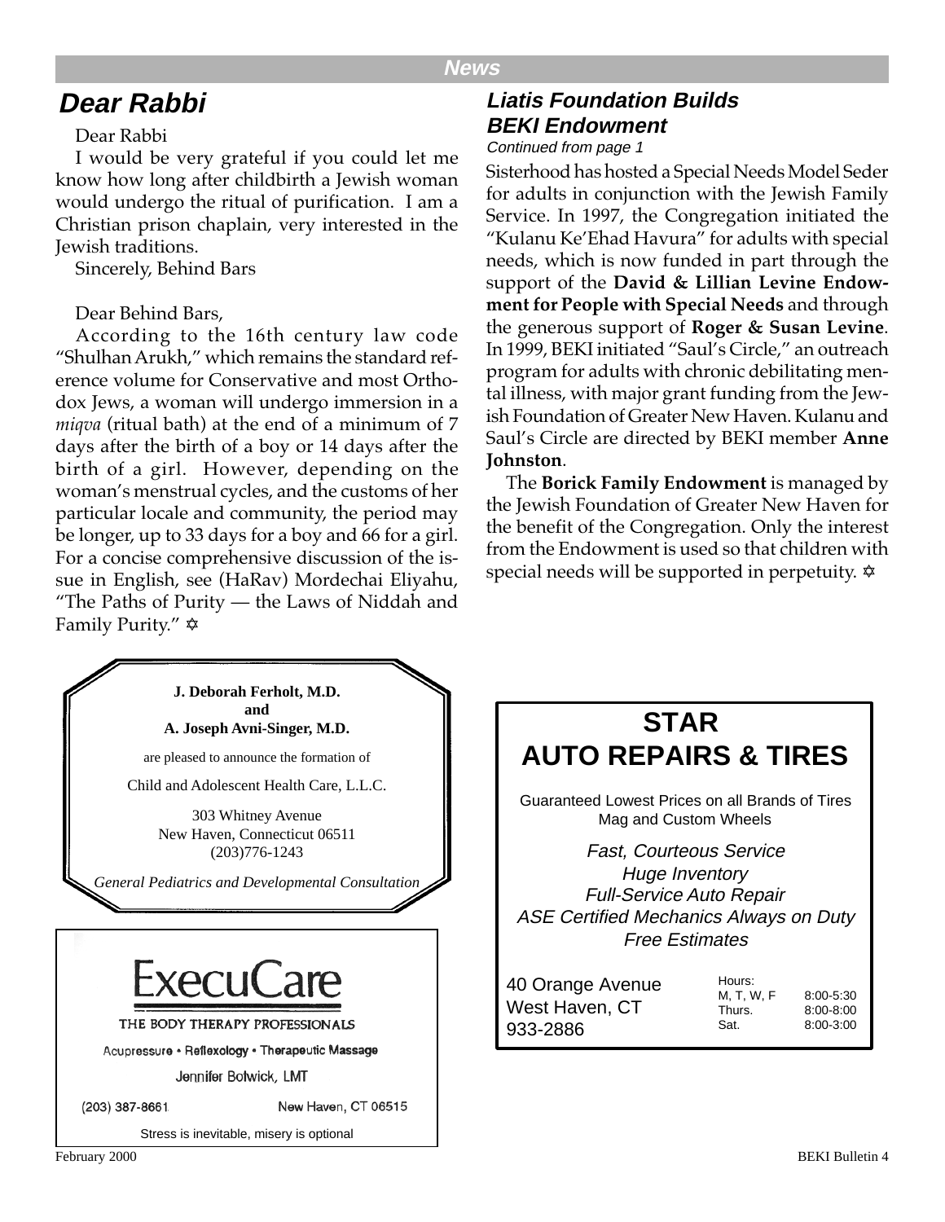## Dear Rabbi

Dear Rabbi

I would be very grateful if you could let me know how long after childbirth a Jewish woman would undergo the ritual of purification. I am a Christian prison chaplain, very interested in the Jewish traditions.

Sincerely, Behind Bars

Dear Behind Bars,

According to the 16th century law code "Shulhan Arukh," which remains the standard reference volume for Conservative and most Orthodox Jews, a woman will undergo immersion in a *miqva* (ritual bath) at the end of a minimum of 7 days after the birth of a boy or 14 days after the birth of a girl. However, depending on the woman's menstrual cycles, and the customs of her particular locale and community, the period may be longer, up to 33 days for a boy and 66 for a girl. For a concise comprehensive discussion of the issue in English, see (HaRav) Mordechai Eliyahu, "The Paths of Purity — the Laws of Niddah and Family Purity." ✡

## Liatis Foundation Builds BEKI Endowment

*Continued from page 1*

Sisterhood has hosted a Special Needs Model Seder for adults in conjunction with the Jewish Family Service. In 1997, the Congregation initiated the "Kulanu Ke'Ehad Havura" for adults with special needs, which is now funded in part through the support of the **David & Lillian Levine Endowment for People with Special Needs** and through the generous support of **Roger & Susan Levine**. In 1999, BEKI initiated "Saul's Circle," an outreach program for adults with chronic debilitating mental illness, with major grant funding from the Jewish Foundation of Greater New Haven. Kulanu and Saul's Circle are directed by BEKI member **Anne Johnston**.

The **Borick Family Endowment** is managed by the Jewish Foundation of Greater New Haven for the benefit of the Congregation. Only the interest from the Endowment is used so that children with special needs will be supported in perpetuity. ✡

---

**J. Deborah Ferholt, M.D.**
**and**
**A. Joseph Avni-Singer, M.D.**

are pleased to announce the formation of

Child and Adolescent Health Care, L.L.C.

303 Whitney Avenue
New Haven, Connecticut 06511
(203)776-1243

*General Pediatrics and Developmental Consultation*

---

ExecuCare

THE BODY THERAPY PROFESSIONALS

Acupressure • Reflexology • Therapeutic Massage

Jennifer Botwick, LMT

(203) 387-8661 New Haven, CT 06515

Stress is inevitable, misery is optional

---

**STAR AUTO REPAIRS & TIRES**

Guaranteed Lowest Prices on all Brands of Tires
Mag and Custom Wheels

*Fast, Courteous Service*
*Huge Inventory*
*Full-Service Auto Repair*
*ASE Certified Mechanics Always on Duty*
*Free Estimates*

40 Orange Avenue
West Haven, CT
933-2886

Hours:
M, T, W, F 8:00-5:30
Thurs. 8:00-8:00
Sat. 8:00-3:00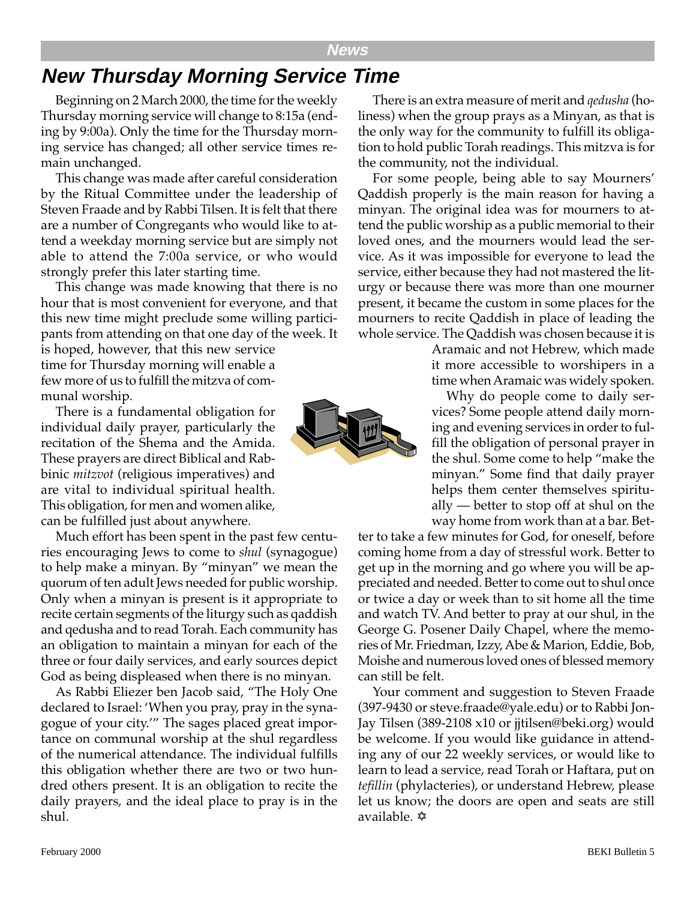News

# New Thursday Morning Service Time

Beginning on 2 March 2000, the time for the weekly Thursday morning service will change to 8:15a (ending by 9:00a). Only the time for the Thursday morning service has changed; all other service times remain unchanged.

This change was made after careful consideration by the Ritual Committee under the leadership of Steven Fraade and by Rabbi Tilsen. It is felt that there are a number of Congregants who would like to attend a weekday morning service but are simply not able to attend the 7:00a service, or who would strongly prefer this later starting time.

This change was made knowing that there is no hour that is most convenient for everyone, and that this new time might preclude some willing participants from attending on that one day of the week. It is hoped, however, that this new service time for Thursday morning will enable a few more of us to fulfill the mitzva of communal worship.

There is a fundamental obligation for individual daily prayer, particularly the recitation of the Shema and the Amida. These prayers are direct Biblical and Rabbinic *mitzvot* (religious imperatives) and are vital to individual spiritual health. This obligation, for men and women alike, can be fulfilled just about anywhere.

Much effort has been spent in the past few centuries encouraging Jews to come to *shul* (synagogue) to help make a minyan. By "minyan" we mean the quorum of ten adult Jews needed for public worship. Only when a minyan is present is it appropriate to recite certain segments of the liturgy such as qaddish and qedusha and to read Torah. Each community has an obligation to maintain a minyan for each of the three or four daily services, and early sources depict God as being displeased when there is no minyan.

As Rabbi Eliezer ben Jacob said, "The Holy One declared to Israel: 'When you pray, pray in the synagogue of your city.'" The sages placed great importance on communal worship at the shul regardless of the numerical attendance. The individual fulfills this obligation whether there are two or two hundred others present. It is an obligation to recite the daily prayers, and the ideal place to pray is in the shul.

There is an extra measure of merit and *qedusha* (holiness) when the group prays as a Minyan, as that is the only way for the community to fulfill its obligation to hold public Torah readings. This mitzva is for the community, not the individual.

For some people, being able to say Mourners' Qaddish properly is the main reason for having a minyan. The original idea was for mourners to attend the public worship as a public memorial to their loved ones, and the mourners would lead the service. As it was impossible for everyone to lead the service, either because they had not mastered the liturgy or because there was more than one mourner present, it became the custom in some places for the mourners to recite Qaddish in place of leading the whole service. The Qaddish was chosen because it is Aramaic and not Hebrew, which made it more accessible to worshipers in a time when Aramaic was widely spoken.

Why do people come to daily services? Some people attend daily morning and evening services in order to fulfill the obligation of personal prayer in the shul. Some come to help "make the minyan." Some find that daily prayer helps them center themselves spiritually — better to stop off at shul on the way home from work than at a bar. Better to take a few minutes for God, for oneself, before coming home from a day of stressful work. Better to get up in the morning and go where you will be appreciated and needed. Better to come out to shul once or twice a day or week than to sit home all the time and watch TV. And better to pray at our shul, in the George G. Posener Daily Chapel, where the memories of Mr. Friedman, Izzy, Abe & Marion, Eddie, Bob, Moishe and numerous loved ones of blessed memory can still be felt.

Your comment and suggestion to Steven Fraade (397-9430 or steve.fraade@yale.edu) or to Rabbi Jon-Jay Tilsen (389-2108 x10 or jjtilsen@beki.org) would be welcome. If you would like guidance in attending any of our 22 weekly services, or would like to learn to lead a service, read Torah or Haftara, put on *tefillin* (phylacteries), or understand Hebrew, please let us know; the doors are open and seats are still available. ✡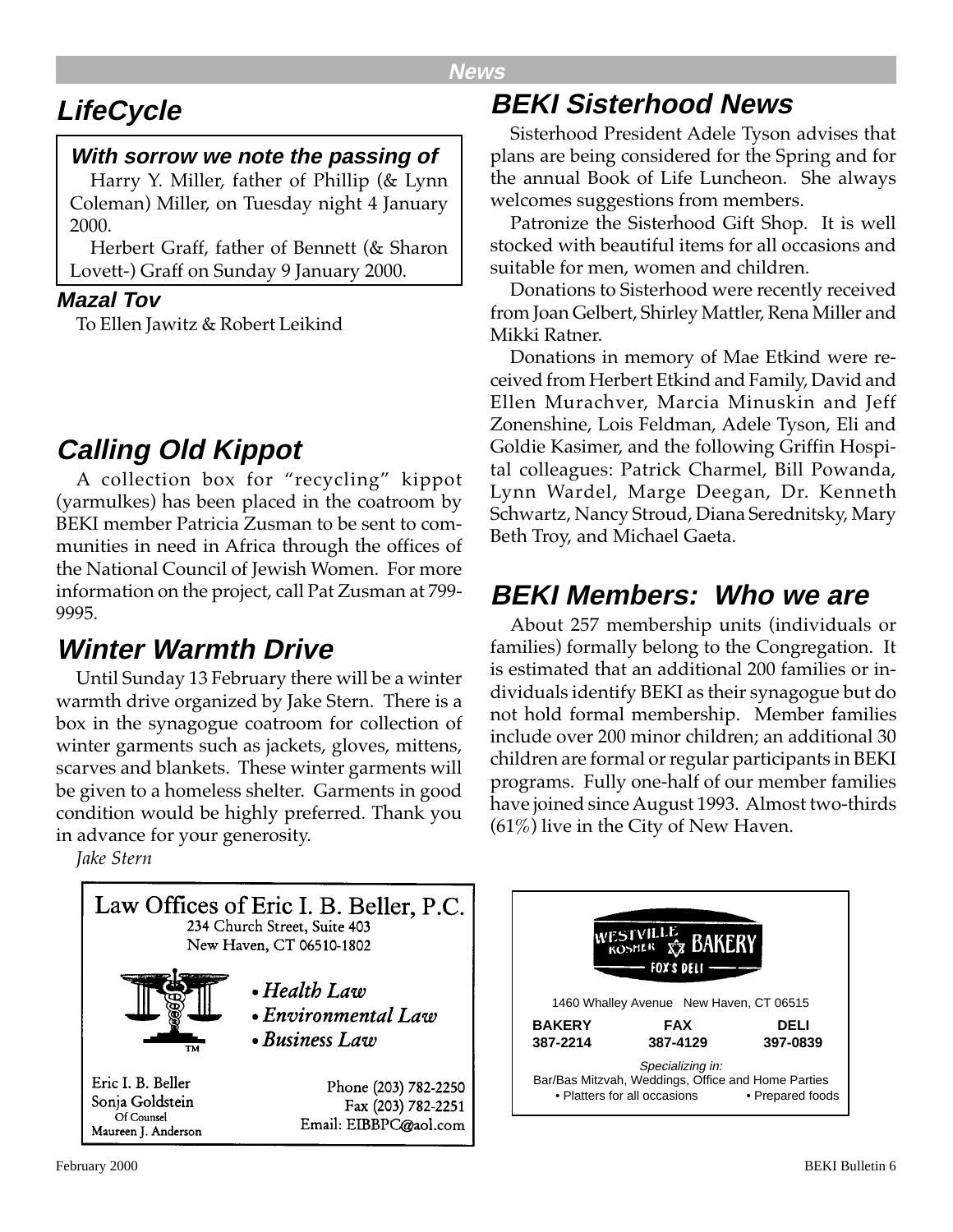## LifeCycle

### With sorrow we note the passing of

Harry Y. Miller, father of Phillip (& Lynn Coleman) Miller, on Tuesday night 4 January 2000.

Herbert Graff, father of Bennett (& Sharon Lovett-) Graff on Sunday 9 January 2000.

### Mazal Tov

To Ellen Jawitz & Robert Leikind

## Calling Old Kippot

A collection box for "recycling" kippot (yarmulkes) has been placed in the coatroom by BEKI member Patricia Zusman to be sent to communities in need in Africa through the offices of the National Council of Jewish Women. For more information on the project, call Pat Zusman at 799-9995.

## Winter Warmth Drive

Until Sunday 13 February there will be a winter warmth drive organized by Jake Stern. There is a box in the synagogue coatroom for collection of winter garments such as jackets, gloves, mittens, scarves and blankets. These winter garments will be given to a homeless shelter. Garments in good condition would be highly preferred. Thank you in advance for your generosity.

*Jake Stern*

## BEKI Sisterhood News

Sisterhood President Adele Tyson advises that plans are being considered for the Spring and for the annual Book of Life Luncheon. She always welcomes suggestions from members.

Patronize the Sisterhood Gift Shop. It is well stocked with beautiful items for all occasions and suitable for men, women and children.

Donations to Sisterhood were recently received from Joan Gelbert, Shirley Mattler, Rena Miller and Mikki Ratner.

Donations in memory of Mae Etkind were received from Herbert Etkind and Family, David and Ellen Murachver, Marcia Minuskin and Jeff Zonenshine, Lois Feldman, Adele Tyson, Eli and Goldie Kasimer, and the following Griffin Hospital colleagues: Patrick Charmel, Bill Powanda, Lynn Wardel, Marge Deegan, Dr. Kenneth Schwartz, Nancy Stroud, Diana Serednitsky, Mary Beth Troy, and Michael Gaeta.

## BEKI Members: Who we are

About 257 membership units (individuals or families) formally belong to the Congregation. It is estimated that an additional 200 families or individuals identify BEKI as their synagogue but do not hold formal membership. Member families include over 200 minor children; an additional 30 children are formal or regular participants in BEKI programs. Fully one-half of our member families have joined since August 1993. Almost two-thirds (61%) live in the City of New Haven.

---

**Law Offices of Eric I. B. Beller, P.C.**
234 Church Street, Suite 403
New Haven, CT 06510-1802

- *Health Law*
- *Environmental Law*
- *Business Law*

Eric I. B. Beller
Sonja Goldstein
Of Counsel
Maureen J. Anderson

Phone (203) 782-2250
Fax (203) 782-2251
Email: EIBBPC@aol.com

---

**WESTVILLE KOSHER BAKERY**
FOX'S DELI

1460 Whalley Avenue New Haven, CT 06515

| BAKERY | FAX | DELI |
|---|---|---|
| 387-2214 | 387-4129 | 397-0839 |

*Specializing in:*
Bar/Bas Mitzvah, Weddings, Office and Home Parties
• Platters for all occasions • Prepared foods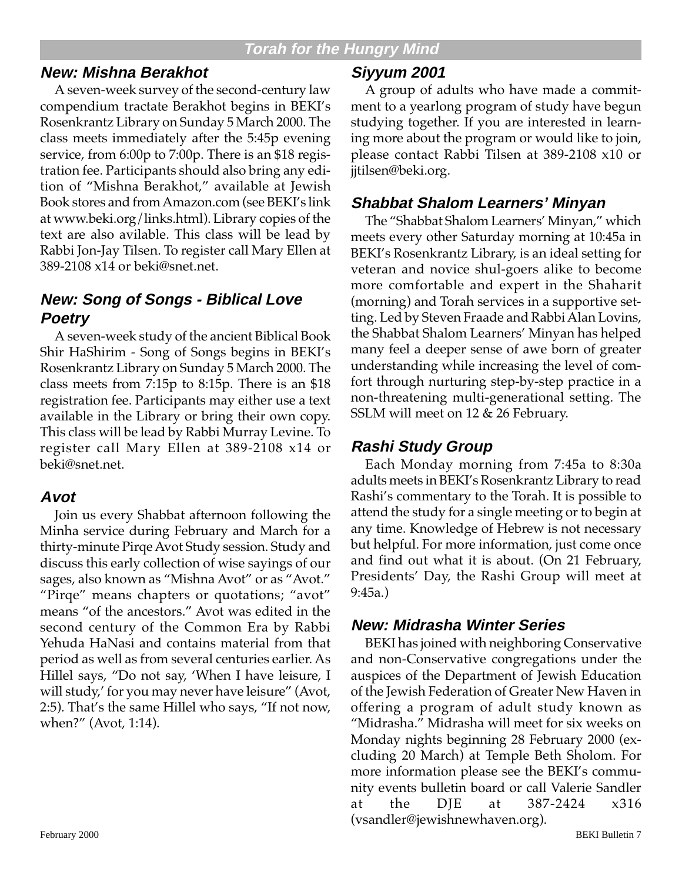## Torah for the Hungry Mind

### New: Mishna Berakhot

A seven-week survey of the second-century law compendium tractate Berakhot begins in BEKI's Rosenkrantz Library on Sunday 5 March 2000. The class meets immediately after the 5:45p evening service, from 6:00p to 7:00p. There is an $18 registration fee. Participants should also bring any edition of "Mishna Berakhot," available at Jewish Book stores and from Amazon.com (see BEKI's link at www.beki.org/links.html). Library copies of the text are also avilable. This class will be lead by Rabbi Jon-Jay Tilsen. To register call Mary Ellen at 389-2108 x14 or beki@snet.net.

### New: Song of Songs - Biblical Love Poetry

A seven-week study of the ancient Biblical Book Shir HaShirim - Song of Songs begins in BEKI's Rosenkrantz Library on Sunday 5 March 2000. The class meets from 7:15p to 8:15p. There is an $18 registration fee. Participants may either use a text available in the Library or bring their own copy. This class will be lead by Rabbi Murray Levine. To register call Mary Ellen at 389-2108 x14 or beki@snet.net.

### Avot

Join us every Shabbat afternoon following the Minha service during February and March for a thirty-minute Pirqe Avot Study session. Study and discuss this early collection of wise sayings of our sages, also known as "Mishna Avot" or as "Avot." "Pirqe" means chapters or quotations; "avot" means "of the ancestors." Avot was edited in the second century of the Common Era by Rabbi Yehuda HaNasi and contains material from that period as well as from several centuries earlier. As Hillel says, "Do not say, 'When I have leisure, I will study,' for you may never have leisure" (Avot, 2:5). That's the same Hillel who says, "If not now, when?" (Avot, 1:14).

### Siyyum 2001

A group of adults who have made a commitment to a yearlong program of study have begun studying together. If you are interested in learning more about the program or would like to join, please contact Rabbi Tilsen at 389-2108 x10 or jjtilsen@beki.org.

### Shabbat Shalom Learners' Minyan

The "Shabbat Shalom Learners' Minyan," which meets every other Saturday morning at 10:45a in BEKI's Rosenkrantz Library, is an ideal setting for veteran and novice shul-goers alike to become more comfortable and expert in the Shaharit (morning) and Torah services in a supportive setting. Led by Steven Fraade and Rabbi Alan Lovins, the Shabbat Shalom Learners' Minyan has helped many feel a deeper sense of awe born of greater understanding while increasing the level of comfort through nurturing step-by-step practice in a non-threatening multi-generational setting. The SSLM will meet on 12 & 26 February.

### Rashi Study Group

Each Monday morning from 7:45a to 8:30a adults meets in BEKI's Rosenkrantz Library to read Rashi's commentary to the Torah. It is possible to attend the study for a single meeting or to begin at any time. Knowledge of Hebrew is not necessary but helpful. For more information, just come once and find out what it is about. (On 21 February, Presidents' Day, the Rashi Group will meet at 9:45a.)

### New: Midrasha Winter Series

BEKI has joined with neighboring Conservative and non-Conservative congregations under the auspices of the Department of Jewish Education of the Jewish Federation of Greater New Haven in offering a program of adult study known as "Midrasha." Midrasha will meet for six weeks on Monday nights beginning 28 February 2000 (excluding 20 March) at Temple Beth Sholom. For more information please see the BEKI's community events bulletin board or call Valerie Sandler at the DJE at 387-2424 x316 (vsandler@jewishnewhaven.org).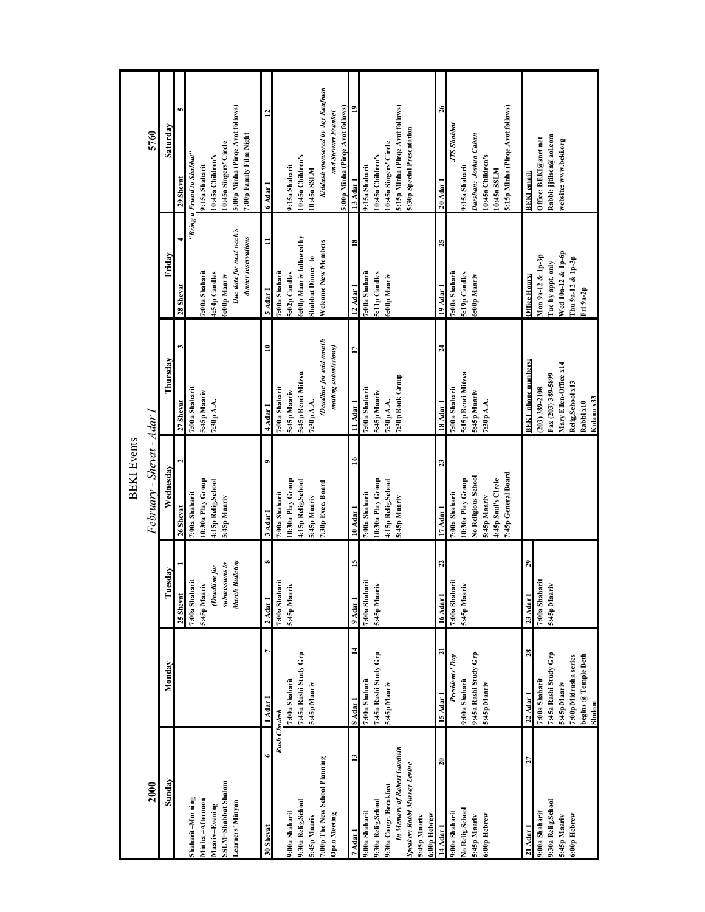# BEKI Events

## February - Shevat - Adar I

2000 — 5760

| Sunday | Monday | Tuesday | Wednesday | Thursday | Friday | Saturday |
|---|---|---|---|---|---|---|
| Shaharit=Morning<br>Minha =Afternoon<br>Maariv=Evening<br>SSLM=Shabbat Shalom Learners' Minyan | | 25 Shevat **1**<br>7:00a Shaharit<br>5:45p Maariv<br>*(Deadline for submissions to March Bulletin)* | 26 Shevat **2**<br>7:00a Shaharit<br>10:30a Play Group<br>4:15p Relig.School<br>5:45p Maariv | 27 Shevat **3**<br>7:00a Shaharit<br>5:45p Maariv<br>7:30p A.A. | 28 Shevat **4**<br>7:00a Shaharit<br>4:54p Candles<br>6:00p Maariv<br>*Due date for next week's dinner reservations* | 29 Shevat **5**<br>*"Bring a Friend to Shabbat"*<br>9:15a Shaharit<br>10:45a Children's<br>10:45a Singers' Circle<br>5:00p Minha (Pirqe Avot follows)<br>7:00p Family Film Night |
| 30 Shevat **6**<br>9:00a Shaharit<br>9:30a Relig.School<br>5:45p Maariv<br>7:00p The New School Planning Open Meeting | 1 Adar I **7**<br>*Rosh Chodesh*<br>7:00a Shaharit<br>7:45a Rashi Study Grp<br>5:45p Maariv | 2 Adar I **8**<br>7:00a Shaharit<br>5:45p Maariv | 3 Adar I **9**<br>7:00a Shaharit<br>10:30a Play Group<br>4:15p Relig.School<br>5:45p Maariv<br>7:30p Exec. Board | 4 Adar I **10**<br>7:00a Shaharit<br>5:45p Maariv<br>5:45p Benei Mitzva<br>7:30p A.A.<br>*(Deadline for mid-month mailing submissions)* | 5 Adar I **11**<br>7:00a Shaharit<br>5:02p Candles<br>6:00p Maariv followed by Shabbat Dinner to Welcome New Members | 6 Adar I **12**<br>9:15a Shaharit<br>10:45a Children's<br>10:45a SSLM<br>*Kiddush sponsored by Joy Kaufman and Stewart Frankel*<br>5:00p Minha (Pirqe Avot follows) |
| 7 Adar I **13**<br>9:00a Shaharit<br>9:30a Relig.School<br>9:30a Congr. Breakfast<br>*In Memory of Robert Goodwin*<br>*Speaker: Rabbi Murray Levine*<br>5:45p Maariv<br>6:00p Hebrew | 8 Adar I **14**<br>7:00a Shaharit<br>7:45a Rashi Study Grp<br>5:45p Maariv | 9 Adar I **15**<br>7:00a Shaharit<br>5:45p Maariv | 10 Adar I **16**<br>7:00a Shaharit<br>10:30a Play Group<br>4:15p Relig.School<br>5:45p Maariv | 11 Adar I **17**<br>7:00a Shaharit<br>5:45p Maariv<br>7:30p A.A.<br>7:30p Book Group | 12 Adar I **18**<br>7:00a Shaharit<br>5:11p Candles<br>6:00p Maariv | 13 Adar I **19**<br>9:15a Shaharit<br>10:45a Children's<br>10:45a Singers' Circle<br>5:15p Minha (Pirqe Avot follows)<br>5:30p Special Presentation |
| 14 Adar I **20**<br>9:00a Shaharit<br>No Relig.School<br>5:45p Maariv<br>6:00p Hebrew | 15 Adar I **21**<br>*Presidents' Day*<br>9:00a Shaharit<br>9:45a Rashi Study Grp<br>5:45p Maariv | 16 Adar I **22**<br>7:00a Shaharit<br>5:45p Maariv | 17 Adar I **23**<br>7:00a Shaharit<br>10:30a Play Group<br>No Religious School<br>5:45p Maariv<br>4:45p Saul's Circle<br>7:45p General Board | 18 Adar I **24**<br>7:00a Shaharit<br>5:15p Benei Mitzva<br>5:45p Maariv<br>7:30p A.A. | 19 Adar I **25**<br>7:00a Shaharit<br>5:19p Candles<br>6:00p Maariv | 20 Adar I **26**<br>*JTS Shabbat*<br>9:15a Shaharit<br>*Darshan: Joshua Cahan*<br>10:45a Children's<br>10:45a SSLM<br>5:15p Minha (Pirqe Avot follows) |
| 21 Adar I **27**<br>9:00a Shaharit<br>9:30a Relig.School<br>5:45p Maariv<br>6:00p Hebrew | 22 Adar I **28**<br>7:00a Shaharit<br>7:45a Rashi Study Grp<br>5:45p Maariv<br>7:00p Midrasha series begins @ Temple Beth Sholom | 23 Adar I **29**<br>7:00a Shaharit<br>5:45p Maariv | | **BEKI phone numbers:**<br>(203) 389-2108<br>Fax (203) 389-5899<br>Mary Ellen-Office x14<br>Relig.School x13<br>Rabbi x10<br>Kulanu x33 | **Office Hours:**<br>Mon 9a-12 & 1p-3p<br>Tue by appt. only<br>Wed 10a-12 & 1p-6p<br>Thu 9a-12 & 1p-3p<br>Fri 9a-2p | **BEKI email:**<br>Office: BEKI@snet.net<br>Rabbi: jjtilsen@aol.com<br>website: www.beki.org |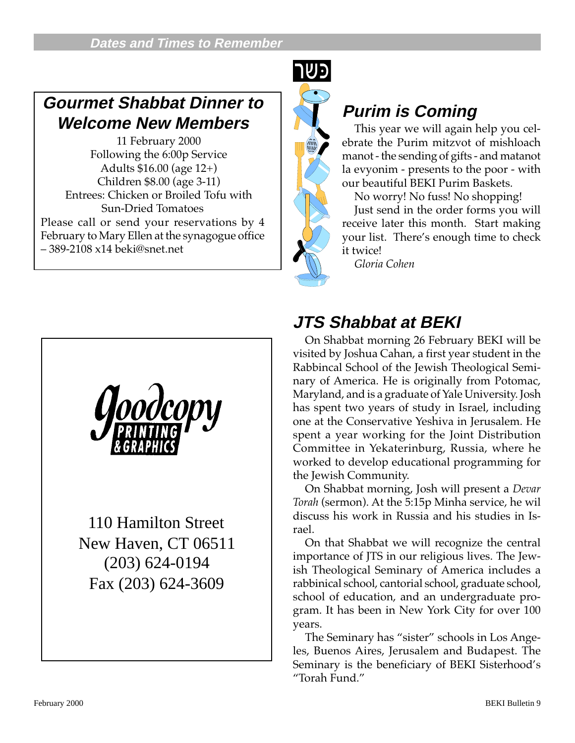## Dates and Times to Remember

## Gourmet Shabbat Dinner to Welcome New Members

11 February 2000
Following the 6:00p Service
Adults $16.00 (age 12+)
Children $8.00 (age 3-11)
Entrees: Chicken or Broiled Tofu with Sun-Dried Tomatoes

Please call or send your reservations by 4 February to Mary Ellen at the synagogue office – 389-2108 x14 beki@snet.net

כשר

## Purim is Coming

This year we will again help you celebrate the Purim mitzvot of mishloach manot - the sending of gifts - and matanot la evyonim - presents to the poor - with our beautiful BEKI Purim Baskets.

No worry! No fuss! No shopping!

Just send in the order forms you will receive later this month. Start making your list. There's enough time to check it twice!

*Gloria Cohen*

goodcopy
PRINTING & GRAPHICS

110 Hamilton Street
New Haven, CT 06511
(203) 624-0194
Fax (203) 624-3609

## JTS Shabbat at BEKI

On Shabbat morning 26 February BEKI will be visited by Joshua Cahan, a first year student in the Rabbincal School of the Jewish Theological Seminary of America. He is originally from Potomac, Maryland, and is a graduate of Yale University. Josh has spent two years of study in Israel, including one at the Conservative Yeshiva in Jerusalem. He spent a year working for the Joint Distribution Committee in Yekaterinburg, Russia, where he worked to develop educational programming for the Jewish Community.

On Shabbat morning, Josh will present a *Devar Torah* (sermon). At the 5:15p Minha service, he wil discuss his work in Russia and his studies in Israel.

On that Shabbat we will recognize the central importance of JTS in our religious lives. The Jewish Theological Seminary of America includes a rabbinical school, cantorial school, graduate school, school of education, and an undergraduate program. It has been in New York City for over 100 years.

The Seminary has "sister" schools in Los Angeles, Buenos Aires, Jerusalem and Budapest. The Seminary is the beneficiary of BEKI Sisterhood's "Torah Fund."